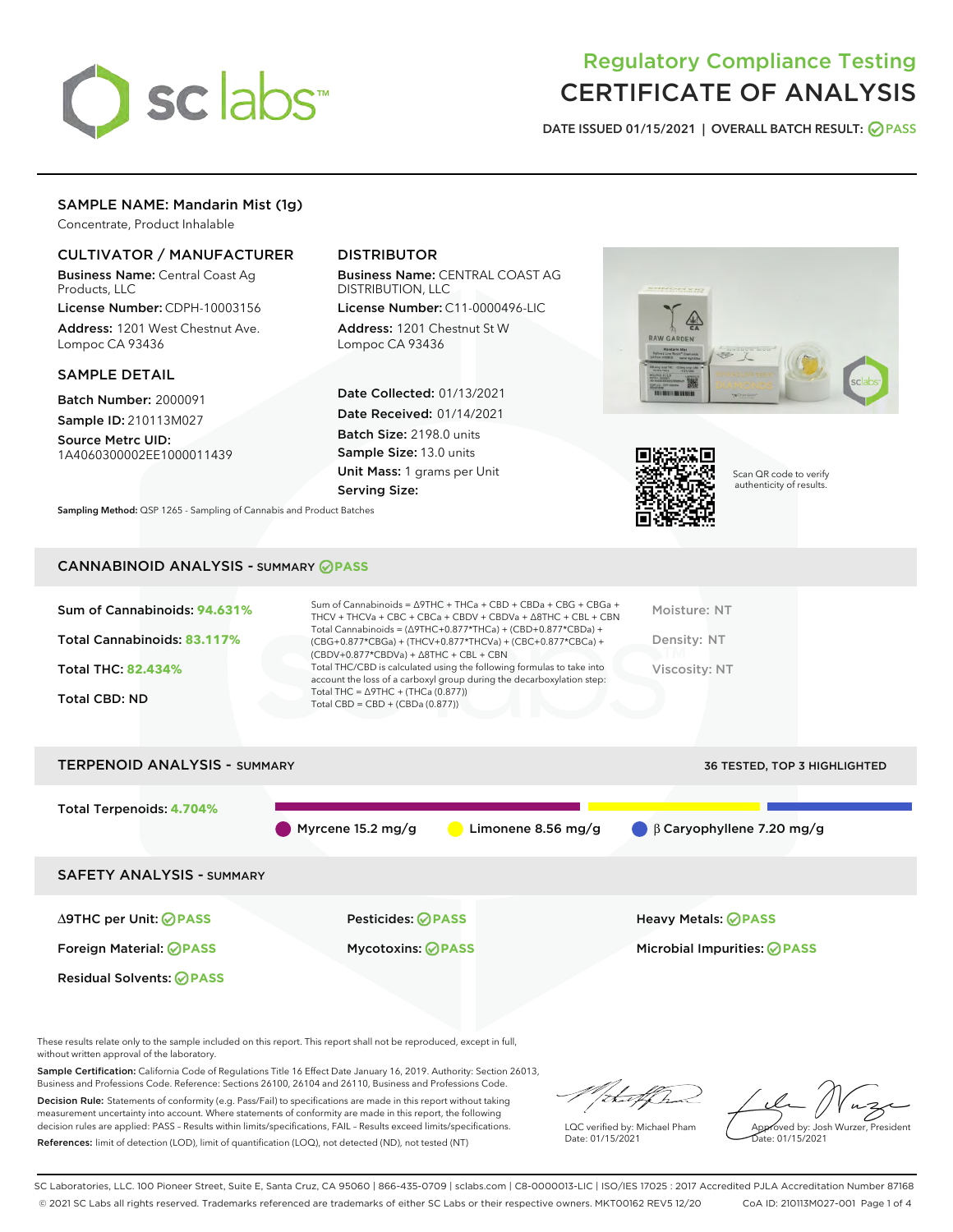# Regulatory Compliance Testing
# CERTIFICATE OF ANALYSIS

DATE ISSUED 01/15/2021 | OVERALL BATCH RESULT: PASS

## SAMPLE NAME: Mandarin Mist (1g)

Concentrate, Product Inhalable

### CULTIVATOR / MANUFACTURER

**Business Name:** Central Coast Ag Products, LLC

**License Number:** CDPH-10003156

**Address:** 1201 West Chestnut Ave. Lompoc CA 93436

### DISTRIBUTOR

**Business Name:** CENTRAL COAST AG DISTRIBUTION, LLC

**License Number:** C11-0000496-LIC

**Address:** 1201 Chestnut St W Lompoc CA 93436

### SAMPLE DETAIL

**Batch Number:** 2000091

**Sample ID:** 210113M027

**Source Metrc UID:** 1A4060300002EE1000011439

**Date Collected:** 01/13/2021

**Date Received:** 01/14/2021

**Batch Size:** 2198.0 units

**Sample Size:** 13.0 units

**Unit Mass:** 1 grams per Unit

**Serving Size:**

Scan QR code to verify authenticity of results.

**Sampling Method:** QSP 1265 - Sampling of Cannabis and Product Batches

## CANNABINOID ANALYSIS - SUMMARY PASS

**Sum of Cannabinoids:** 94.631%

**Total Cannabinoids:** 83.117%

**Total THC:** 82.434%

**Total CBD:** ND

Sum of Cannabinoids = Δ9THC + THCa + CBD + CBDa + CBG + CBGa + THCV + THCVa + CBC + CBCa + CBDV + CBDVa + Δ8THC + CBL + CBN

Total Cannabinoids = (Δ9THC+0.877*THCa) + (CBD+0.877*CBDa) + (CBG+0.877*CBGa) + (THCV+0.877*THCVa) + (CBC+0.877*CBCa) + (CBDV+0.877*CBDVa) + Δ8THC + CBL + CBN

Total THC/CBD is calculated using the following formulas to take into account the loss of a carboxyl group during the decarboxylation step:
Total THC = Δ9THC + (THCa (0.877))
Total CBD = CBD + (CBDa (0.877))

Moisture: NT

Density: NT

Viscosity: NT

## TERPENOID ANALYSIS - SUMMARY

36 TESTED, TOP 3 HIGHLIGHTED

**Total Terpenoids:** 4.704%

Myrcene 15.2 mg/g | Limonene 8.56 mg/g | β Caryophyllene 7.20 mg/g

## SAFETY ANALYSIS - SUMMARY

| | | |
|---|---|---|
| Δ9THC per Unit: PASS | Pesticides: PASS | Heavy Metals: PASS |
| Foreign Material: PASS | Mycotoxins: PASS | Microbial Impurities: PASS |
| Residual Solvents: PASS | | |

These results relate only to the sample included on this report. This report shall not be reproduced, except in full, without written approval of the laboratory.

**Sample Certification:** California Code of Regulations Title 16 Effect Date January 16, 2019. Authority: Section 26013, Business and Professions Code. Reference: Sections 26100, 26104 and 26110, Business and Professions Code.

**Decision Rule:** Statements of conformity (e.g. Pass/Fail) to specifications are made in this report without taking measurement uncertainty into account. Where statements of conformity are made in this report, the following decision rules are applied: PASS – Results within limits/specifications, FAIL – Results exceed limits/specifications.

**References:** limit of detection (LOD), limit of quantification (LOQ), not detected (ND), not tested (NT)

LQC verified by: Michael Pham
Date: 01/15/2021

Approved by: Josh Wurzer, President
Date: 01/15/2021

SC Laboratories, LLC. 100 Pioneer Street, Suite E, Santa Cruz, CA 95060 | 866-435-0709 | sclabs.com | C8-0000013-LIC | ISO/IES 17025 : 2017 Accredited PJLA Accreditation Number 87168
© 2021 SC Labs all rights reserved. Trademarks referenced are trademarks of either SC Labs or their respective owners. MKT00162 REV5 12/20 CoA ID: 210113M027-001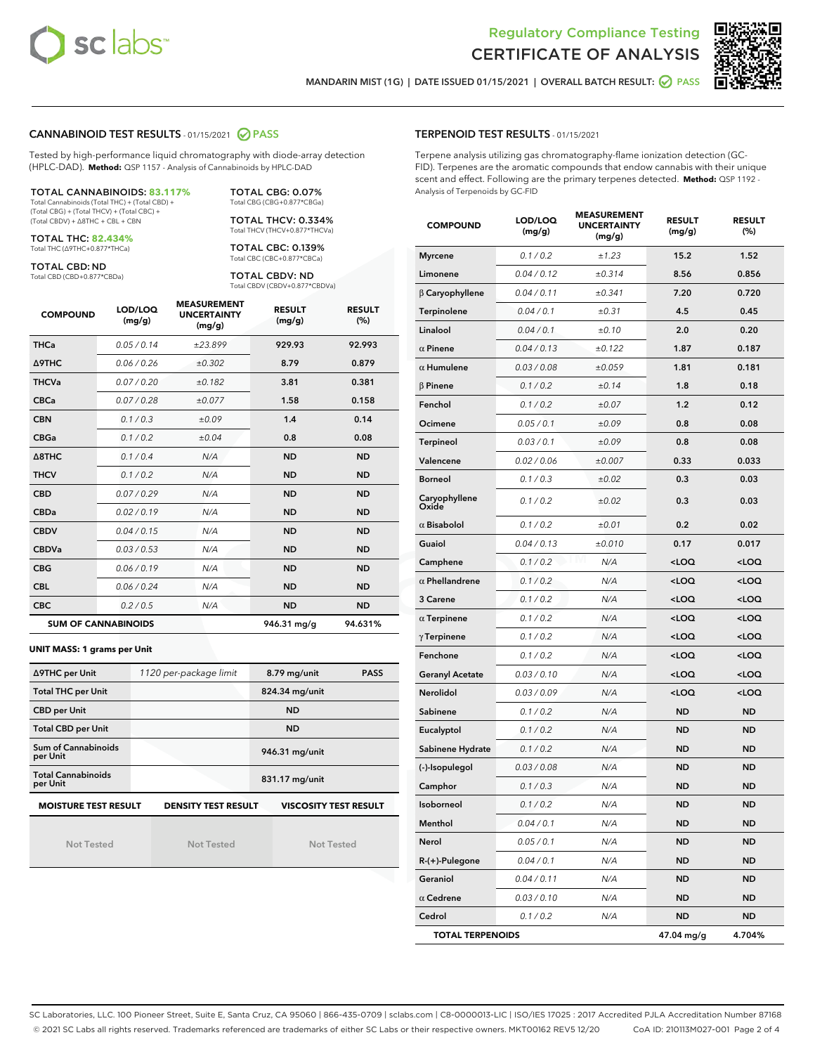Regulatory Compliance Testing
# CERTIFICATE OF ANALYSIS

MANDARIN MIST (1G) | DATE ISSUED 01/15/2021 | OVERALL BATCH RESULT: PASS

## CANNABINOID TEST RESULTS - 01/15/2021 PASS

Tested by high-performance liquid chromatography with diode-array detection (HPLC-DAD). **Method:** QSP 1157 - Analysis of Cannabinoids by HPLC-DAD

**TOTAL CANNABINOIDS: 83.117%**
Total Cannabinoids (Total THC) + (Total CBD) + (Total CBG) + (Total THCV) + (Total CBC) + (Total CBDV) + Δ8THC + CBL + CBN

**TOTAL THC: 82.434%**
Total THC (Δ9THC+0.877*THCa)

**TOTAL CBD: ND**
Total CBD (CBD+0.877*CBDa)

**TOTAL CBG: 0.07%**
Total CBG (CBG+0.877*CBGa)

**TOTAL THCV: 0.334%**
Total THCV (THCV+0.877*THCVa)

**TOTAL CBC: 0.139%**
Total CBC (CBC+0.877*CBCa)

**TOTAL CBDV: ND**
Total CBDV (CBDV+0.877*CBDVa)

| COMPOUND | LOD/LOQ (mg/g) | MEASUREMENT UNCERTAINTY (mg/g) | RESULT (mg/g) | RESULT (%) |
|---|---|---|---|---|
| THCa | 0.05 / 0.14 | ±23.899 | 929.93 | 92.993 |
| Δ9THC | 0.06 / 0.26 | ±0.302 | 8.79 | 0.879 |
| THCVa | 0.07 / 0.20 | ±0.182 | 3.81 | 0.381 |
| CBCa | 0.07 / 0.28 | ±0.077 | 1.58 | 0.158 |
| CBN | 0.1 / 0.3 | ±0.09 | 1.4 | 0.14 |
| CBGa | 0.1 / 0.2 | ±0.04 | 0.8 | 0.08 |
| Δ8THC | 0.1 / 0.4 | N/A | ND | ND |
| THCV | 0.1 / 0.2 | N/A | ND | ND |
| CBD | 0.07 / 0.29 | N/A | ND | ND |
| CBDa | 0.02 / 0.19 | N/A | ND | ND |
| CBDV | 0.04 / 0.15 | N/A | ND | ND |
| CBDVa | 0.03 / 0.53 | N/A | ND | ND |
| CBG | 0.06 / 0.19 | N/A | ND | ND |
| CBL | 0.06 / 0.24 | N/A | ND | ND |
| CBC | 0.2 / 0.5 | N/A | ND | ND |
| **SUM OF CANNABINOIDS** | | | 946.31 mg/g | 94.631% |

**UNIT MASS: 1 grams per Unit**

| | | | |
|---|---|---|---|
| Δ9THC per Unit | 1120 per-package limit | 8.79 mg/unit | PASS |
| Total THC per Unit | | 824.34 mg/unit | |
| CBD per Unit | | ND | |
| Total CBD per Unit | | ND | |
| Sum of Cannabinoids per Unit | | 946.31 mg/unit | |
| Total Cannabinoids per Unit | | 831.17 mg/unit | |

| MOISTURE TEST RESULT | DENSITY TEST RESULT | VISCOSITY TEST RESULT |
|---|---|---|
| Not Tested | Not Tested | Not Tested |

## TERPENOID TEST RESULTS - 01/15/2021

Terpene analysis utilizing gas chromatography-flame ionization detection (GC-FID). Terpenes are the aromatic compounds that endow cannabis with their unique scent and effect. Following are the primary terpenes detected. **Method:** QSP 1192 - Analysis of Terpenoids by GC-FID

| COMPOUND | LOD/LOQ (mg/g) | MEASUREMENT UNCERTAINTY (mg/g) | RESULT (mg/g) | RESULT (%) |
|---|---|---|---|---|
| Myrcene | 0.1 / 0.2 | ±1.23 | 15.2 | 1.52 |
| Limonene | 0.04 / 0.12 | ±0.314 | 8.56 | 0.856 |
| β Caryophyllene | 0.04 / 0.11 | ±0.341 | 7.20 | 0.720 |
| Terpinolene | 0.04 / 0.1 | ±0.31 | 4.5 | 0.45 |
| Linalool | 0.04 / 0.1 | ±0.10 | 2.0 | 0.20 |
| α Pinene | 0.04 / 0.13 | ±0.122 | 1.87 | 0.187 |
| α Humulene | 0.03 / 0.08 | ±0.059 | 1.81 | 0.181 |
| β Pinene | 0.1 / 0.2 | ±0.14 | 1.8 | 0.18 |
| Fenchol | 0.1 / 0.2 | ±0.07 | 1.2 | 0.12 |
| Ocimene | 0.05 / 0.1 | ±0.09 | 0.8 | 0.08 |
| Terpineol | 0.03 / 0.1 | ±0.09 | 0.8 | 0.08 |
| Valencene | 0.02 / 0.06 | ±0.007 | 0.33 | 0.033 |
| Borneol | 0.1 / 0.3 | ±0.02 | 0.3 | 0.03 |
| Caryophyllene Oxide | 0.1 / 0.2 | ±0.02 | 0.3 | 0.03 |
| α Bisabolol | 0.1 / 0.2 | ±0.01 | 0.2 | 0.02 |
| Guaiol | 0.04 / 0.13 | ±0.010 | 0.17 | 0.017 |
| Camphene | 0.1 / 0.2 | N/A | <LOQ | <LOQ |
| α Phellandrene | 0.1 / 0.2 | N/A | <LOQ | <LOQ |
| 3 Carene | 0.1 / 0.2 | N/A | <LOQ | <LOQ |
| α Terpinene | 0.1 / 0.2 | N/A | <LOQ | <LOQ |
| γ Terpinene | 0.1 / 0.2 | N/A | <LOQ | <LOQ |
| Fenchone | 0.1 / 0.2 | N/A | <LOQ | <LOQ |
| Geranyl Acetate | 0.03 / 0.10 | N/A | <LOQ | <LOQ |
| Nerolidol | 0.03 / 0.09 | N/A | <LOQ | <LOQ |
| Sabinene | 0.1 / 0.2 | N/A | ND | ND |
| Eucalyptol | 0.1 / 0.2 | N/A | ND | ND |
| Sabinene Hydrate | 0.1 / 0.2 | N/A | ND | ND |
| (-)-Isopulegol | 0.03 / 0.08 | N/A | ND | ND |
| Camphor | 0.1 / 0.3 | N/A | ND | ND |
| Isoborneol | 0.1 / 0.2 | N/A | ND | ND |
| Menthol | 0.04 / 0.1 | N/A | ND | ND |
| Nerol | 0.05 / 0.1 | N/A | ND | ND |
| R-(+)-Pulegone | 0.04 / 0.1 | N/A | ND | ND |
| Geraniol | 0.04 / 0.11 | N/A | ND | ND |
| α Cedrene | 0.03 / 0.10 | N/A | ND | ND |
| Cedrol | 0.1 / 0.2 | N/A | ND | ND |
| **TOTAL TERPENOIDS** | | | 47.04 mg/g | 4.704% |

SC Laboratories, LLC. 100 Pioneer Street, Suite E, Santa Cruz, CA 95060 | 866-435-0709 | sclabs.com | C8-0000013-LIC | ISO/IES 17025 : 2017 Accredited PJLA Accreditation Number 87168
© 2021 SC Labs all rights reserved. Trademarks referenced are trademarks of either SC Labs or their respective owners. MKT00162 REV5 12/20 CoA ID: 210113M027-001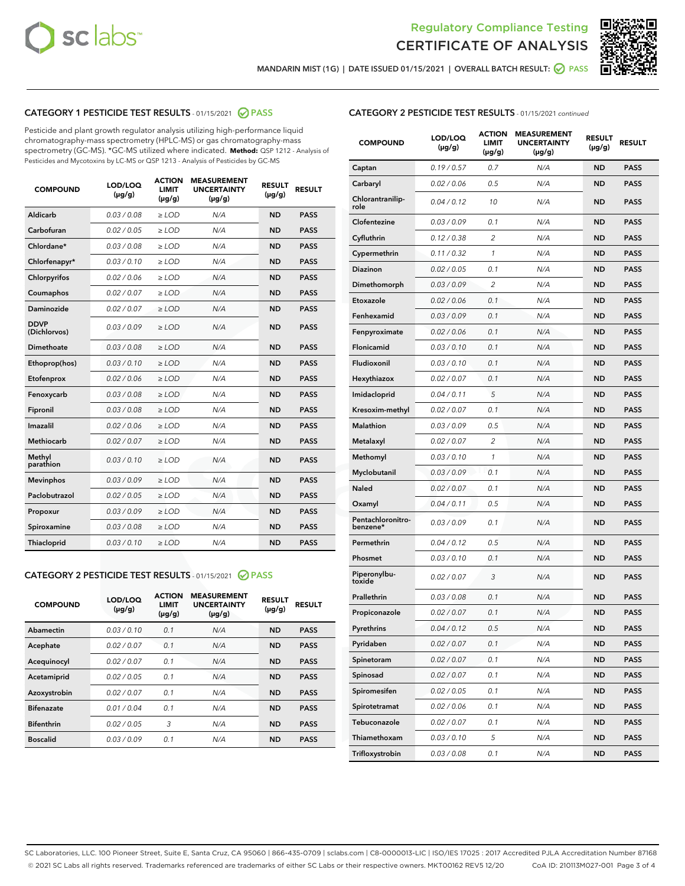Regulatory Compliance Testing
# CERTIFICATE OF ANALYSIS

MANDARIN MIST (1G) | DATE ISSUED 01/15/2021 | OVERALL BATCH RESULT: PASS

## CATEGORY 1 PESTICIDE TEST RESULTS - 01/15/2021 PASS

Pesticide and plant growth regulator analysis utilizing high-performance liquid chromatography-mass spectrometry (HPLC-MS) or gas chromatography-mass spectrometry (GC-MS). *GC-MS utilized where indicated. **Method:** QSP 1212 - Analysis of Pesticides and Mycotoxins by LC-MS or QSP 1213 - Analysis of Pesticides by GC-MS

| COMPOUND | LOD/LOQ (µg/g) | ACTION LIMIT (µg/g) | MEASUREMENT UNCERTAINTY (µg/g) | RESULT (µg/g) | RESULT |
|---|---|---|---|---|---|
| Aldicarb | 0.03 / 0.08 | ≥ LOD | N/A | ND | PASS |
| Carbofuran | 0.02 / 0.05 | ≥ LOD | N/A | ND | PASS |
| Chlordane* | 0.03 / 0.08 | ≥ LOD | N/A | ND | PASS |
| Chlorfenapyr* | 0.03 / 0.10 | ≥ LOD | N/A | ND | PASS |
| Chlorpyrifos | 0.02 / 0.06 | ≥ LOD | N/A | ND | PASS |
| Coumaphos | 0.02 / 0.07 | ≥ LOD | N/A | ND | PASS |
| Daminozide | 0.02 / 0.07 | ≥ LOD | N/A | ND | PASS |
| DDVP (Dichlorvos) | 0.03 / 0.09 | ≥ LOD | N/A | ND | PASS |
| Dimethoate | 0.03 / 0.08 | ≥ LOD | N/A | ND | PASS |
| Ethoprop(hos) | 0.03 / 0.10 | ≥ LOD | N/A | ND | PASS |
| Etofenprox | 0.02 / 0.06 | ≥ LOD | N/A | ND | PASS |
| Fenoxycarb | 0.03 / 0.08 | ≥ LOD | N/A | ND | PASS |
| Fipronil | 0.03 / 0.08 | ≥ LOD | N/A | ND | PASS |
| Imazalil | 0.02 / 0.06 | ≥ LOD | N/A | ND | PASS |
| Methiocarb | 0.02 / 0.07 | ≥ LOD | N/A | ND | PASS |
| Methyl parathion | 0.03 / 0.10 | ≥ LOD | N/A | ND | PASS |
| Mevinphos | 0.03 / 0.09 | ≥ LOD | N/A | ND | PASS |
| Paclobutrazol | 0.02 / 0.05 | ≥ LOD | N/A | ND | PASS |
| Propoxur | 0.03 / 0.09 | ≥ LOD | N/A | ND | PASS |
| Spiroxamine | 0.03 / 0.08 | ≥ LOD | N/A | ND | PASS |
| Thiacloprid | 0.03 / 0.10 | ≥ LOD | N/A | ND | PASS |

## CATEGORY 2 PESTICIDE TEST RESULTS - 01/15/2021 PASS

| COMPOUND | LOD/LOQ (µg/g) | ACTION LIMIT (µg/g) | MEASUREMENT UNCERTAINTY (µg/g) | RESULT (µg/g) | RESULT |
|---|---|---|---|---|---|
| Abamectin | 0.03 / 0.10 | 0.1 | N/A | ND | PASS |
| Acephate | 0.02 / 0.07 | 0.1 | N/A | ND | PASS |
| Acequinocyl | 0.02 / 0.07 | 0.1 | N/A | ND | PASS |
| Acetamiprid | 0.02 / 0.05 | 0.1 | N/A | ND | PASS |
| Azoxystrobin | 0.02 / 0.07 | 0.1 | N/A | ND | PASS |
| Bifenazate | 0.01 / 0.04 | 0.1 | N/A | ND | PASS |
| Bifenthrin | 0.02 / 0.05 | 3 | N/A | ND | PASS |
| Boscalid | 0.03 / 0.09 | 0.1 | N/A | ND | PASS |
| Captan | 0.19 / 0.57 | 0.7 | N/A | ND | PASS |
| Carbaryl | 0.02 / 0.06 | 0.5 | N/A | ND | PASS |
| Chlorantraniliprole | 0.04 / 0.12 | 10 | N/A | ND | PASS |
| Clofentezine | 0.03 / 0.09 | 0.1 | N/A | ND | PASS |
| Cyfluthrin | 0.12 / 0.38 | 2 | N/A | ND | PASS |
| Cypermethrin | 0.11 / 0.32 | 1 | N/A | ND | PASS |
| Diazinon | 0.02 / 0.05 | 0.1 | N/A | ND | PASS |
| Dimethomorph | 0.03 / 0.09 | 2 | N/A | ND | PASS |
| Etoxazole | 0.02 / 0.06 | 0.1 | N/A | ND | PASS |
| Fenhexamid | 0.03 / 0.09 | 0.1 | N/A | ND | PASS |
| Fenpyroximate | 0.02 / 0.06 | 0.1 | N/A | ND | PASS |
| Flonicamid | 0.03 / 0.10 | 0.1 | N/A | ND | PASS |
| Fludioxonil | 0.03 / 0.10 | 0.1 | N/A | ND | PASS |
| Hexythiazox | 0.02 / 0.07 | 0.1 | N/A | ND | PASS |
| Imidacloprid | 0.04 / 0.11 | 5 | N/A | ND | PASS |
| Kresoxim-methyl | 0.02 / 0.07 | 0.1 | N/A | ND | PASS |
| Malathion | 0.03 / 0.09 | 0.5 | N/A | ND | PASS |
| Metalaxyl | 0.02 / 0.07 | 2 | N/A | ND | PASS |
| Methomyl | 0.03 / 0.10 | 1 | N/A | ND | PASS |
| Myclobutanil | 0.03 / 0.09 | 0.1 | N/A | ND | PASS |
| Naled | 0.02 / 0.07 | 0.1 | N/A | ND | PASS |
| Oxamyl | 0.04 / 0.11 | 0.5 | N/A | ND | PASS |
| Pentachloronitrobenzene* | 0.03 / 0.09 | 0.1 | N/A | ND | PASS |
| Permethrin | 0.04 / 0.12 | 0.5 | N/A | ND | PASS |
| Phosmet | 0.03 / 0.10 | 0.1 | N/A | ND | PASS |
| Piperonylbutoxide | 0.02 / 0.07 | 3 | N/A | ND | PASS |
| Prallethrin | 0.03 / 0.08 | 0.1 | N/A | ND | PASS |
| Propiconazole | 0.02 / 0.07 | 0.1 | N/A | ND | PASS |
| Pyrethrins | 0.04 / 0.12 | 0.5 | N/A | ND | PASS |
| Pyridaben | 0.02 / 0.07 | 0.1 | N/A | ND | PASS |
| Spinetoram | 0.02 / 0.07 | 0.1 | N/A | ND | PASS |
| Spinosad | 0.02 / 0.07 | 0.1 | N/A | ND | PASS |
| Spiromesifen | 0.02 / 0.05 | 0.1 | N/A | ND | PASS |
| Spirotetramat | 0.02 / 0.06 | 0.1 | N/A | ND | PASS |
| Tebuconazole | 0.02 / 0.07 | 0.1 | N/A | ND | PASS |
| Thiamethoxam | 0.03 / 0.10 | 5 | N/A | ND | PASS |
| Trifloxystrobin | 0.03 / 0.08 | 0.1 | N/A | ND | PASS |

SC Laboratories, LLC. 100 Pioneer Street, Suite E, Santa Cruz, CA 95060 | 866-435-0709 | sclabs.com | C8-0000013-LIC | ISO/IES 17025 : 2017 Accredited PJLA Accreditation Number 87168
© 2021 SC Labs all rights reserved. Trademarks referenced are trademarks of either SC Labs or their respective owners. MKT00162 REV5 12/20 CoA ID: 210113M027-001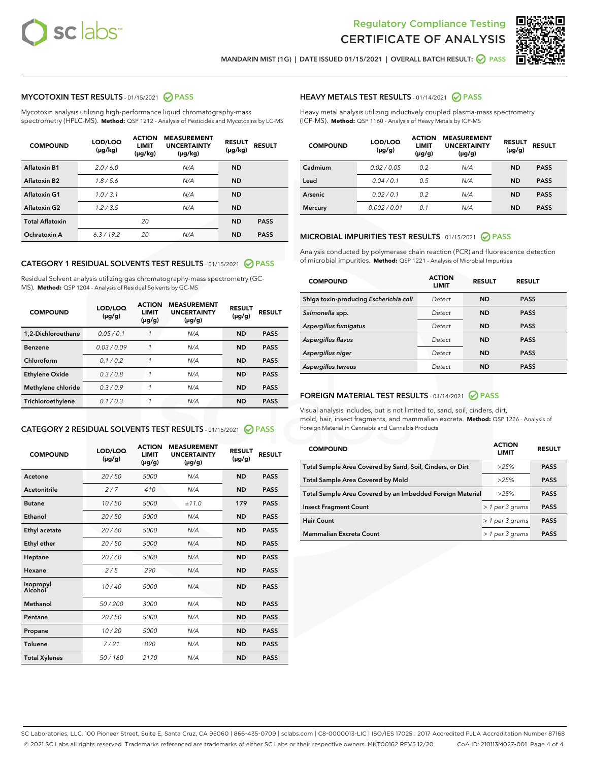Regulatory Compliance Testing

# CERTIFICATE OF ANALYSIS

MANDARIN MIST (1G) | DATE ISSUED 01/15/2021 | OVERALL BATCH RESULT: PASS

## MYCOTOXIN TEST RESULTS - 01/15/2021 PASS

Mycotoxin analysis utilizing high-performance liquid chromatography-mass spectrometry (HPLC-MS). **Method:** QSP 1212 - Analysis of Pesticides and Mycotoxins by LC-MS

| COMPOUND | LOD/LOQ (µg/kg) | ACTION LIMIT (µg/kg) | MEASUREMENT UNCERTAINTY (µg/kg) | RESULT (µg/kg) | RESULT |
|---|---|---|---|---|---|
| Aflatoxin B1 | 2.0 / 6.0 | | N/A | ND | |
| Aflatoxin B2 | 1.8 / 5.6 | | N/A | ND | |
| Aflatoxin G1 | 1.0 / 3.1 | | N/A | ND | |
| Aflatoxin G2 | 1.2 / 3.5 | | N/A | ND | |
| Total Aflatoxin | | 20 | | ND | PASS |
| Ochratoxin A | 6.3 / 19.2 | 20 | N/A | ND | PASS |

## CATEGORY 1 RESIDUAL SOLVENTS TEST RESULTS - 01/15/2021 PASS

Residual Solvent analysis utilizing gas chromatography-mass spectrometry (GC-MS). **Method:** QSP 1204 - Analysis of Residual Solvents by GC-MS

| COMPOUND | LOD/LOQ (µg/g) | ACTION LIMIT (µg/g) | MEASUREMENT UNCERTAINTY (µg/g) | RESULT (µg/g) | RESULT |
|---|---|---|---|---|---|
| 1,2-Dichloroethane | 0.05 / 0.1 | 1 | N/A | ND | PASS |
| Benzene | 0.03 / 0.09 | 1 | N/A | ND | PASS |
| Chloroform | 0.1 / 0.2 | 1 | N/A | ND | PASS |
| Ethylene Oxide | 0.3 / 0.8 | 1 | N/A | ND | PASS |
| Methylene chloride | 0.3 / 0.9 | 1 | N/A | ND | PASS |
| Trichloroethylene | 0.1 / 0.3 | 1 | N/A | ND | PASS |

## CATEGORY 2 RESIDUAL SOLVENTS TEST RESULTS - 01/15/2021 PASS

| COMPOUND | LOD/LOQ (µg/g) | ACTION LIMIT (µg/g) | MEASUREMENT UNCERTAINTY (µg/g) | RESULT (µg/g) | RESULT |
|---|---|---|---|---|---|
| Acetone | 20 / 50 | 5000 | N/A | ND | PASS |
| Acetonitrile | 2 / 7 | 410 | N/A | ND | PASS |
| Butane | 10 / 50 | 5000 | ±11.0 | 179 | PASS |
| Ethanol | 20 / 50 | 5000 | N/A | ND | PASS |
| Ethyl acetate | 20 / 60 | 5000 | N/A | ND | PASS |
| Ethyl ether | 20 / 50 | 5000 | N/A | ND | PASS |
| Heptane | 20 / 60 | 5000 | N/A | ND | PASS |
| Hexane | 2 / 5 | 290 | N/A | ND | PASS |
| Isopropyl Alcohol | 10 / 40 | 5000 | N/A | ND | PASS |
| Methanol | 50 / 200 | 3000 | N/A | ND | PASS |
| Pentane | 20 / 50 | 5000 | N/A | ND | PASS |
| Propane | 10 / 20 | 5000 | N/A | ND | PASS |
| Toluene | 7 / 21 | 890 | N/A | ND | PASS |
| Total Xylenes | 50 / 160 | 2170 | N/A | ND | PASS |

## HEAVY METALS TEST RESULTS - 01/14/2021 PASS

Heavy metal analysis utilizing inductively coupled plasma-mass spectrometry (ICP-MS). **Method:** QSP 1160 - Analysis of Heavy Metals by ICP-MS

| COMPOUND | LOD/LOQ (µg/g) | ACTION LIMIT (µg/g) | MEASUREMENT UNCERTAINTY (µg/g) | RESULT (µg/g) | RESULT |
|---|---|---|---|---|---|
| Cadmium | 0.02 / 0.05 | 0.2 | N/A | ND | PASS |
| Lead | 0.04 / 0.1 | 0.5 | N/A | ND | PASS |
| Arsenic | 0.02 / 0.1 | 0.2 | N/A | ND | PASS |
| Mercury | 0.002 / 0.01 | 0.1 | N/A | ND | PASS |

## MICROBIAL IMPURITIES TEST RESULTS - 01/15/2021 PASS

Analysis conducted by polymerase chain reaction (PCR) and fluorescence detection of microbial impurities. **Method:** QSP 1221 - Analysis of Microbial Impurities

| COMPOUND | ACTION LIMIT | RESULT | RESULT |
|---|---|---|---|
| *Shiga toxin-producing Escherichia coli* | Detect | ND | PASS |
| *Salmonella* spp. | Detect | ND | PASS |
| *Aspergillus fumigatus* | Detect | ND | PASS |
| *Aspergillus flavus* | Detect | ND | PASS |
| *Aspergillus niger* | Detect | ND | PASS |
| *Aspergillus terreus* | Detect | ND | PASS |

## FOREIGN MATERIAL TEST RESULTS - 01/14/2021 PASS

Visual analysis includes, but is not limited to, sand, soil, cinders, dirt, mold, hair, insect fragments, and mammalian excreta. **Method:** QSP 1226 - Analysis of Foreign Material in Cannabis and Cannabis Products

| COMPOUND | ACTION LIMIT | RESULT |
|---|---|---|
| Total Sample Area Covered by Sand, Soil, Cinders, or Dirt | >25% | PASS |
| Total Sample Area Covered by Mold | >25% | PASS |
| Total Sample Area Covered by an Imbedded Foreign Material | >25% | PASS |
| Insect Fragment Count | > 1 per 3 grams | PASS |
| Hair Count | > 1 per 3 grams | PASS |
| Mammalian Excreta Count | > 1 per 3 grams | PASS |

SC Laboratories, LLC. 100 Pioneer Street, Suite E, Santa Cruz, CA 95060 | 866-435-0709 | sclabs.com | C8-0000013-LIC | ISO/IES 17025 : 2017 Accredited PJLA Accreditation Number 87168
© 2021 SC Labs all rights reserved. Trademarks referenced are trademarks of either SC Labs or their respective owners. MKT00162 REV5 12/20 CoA ID: 210113M027-001